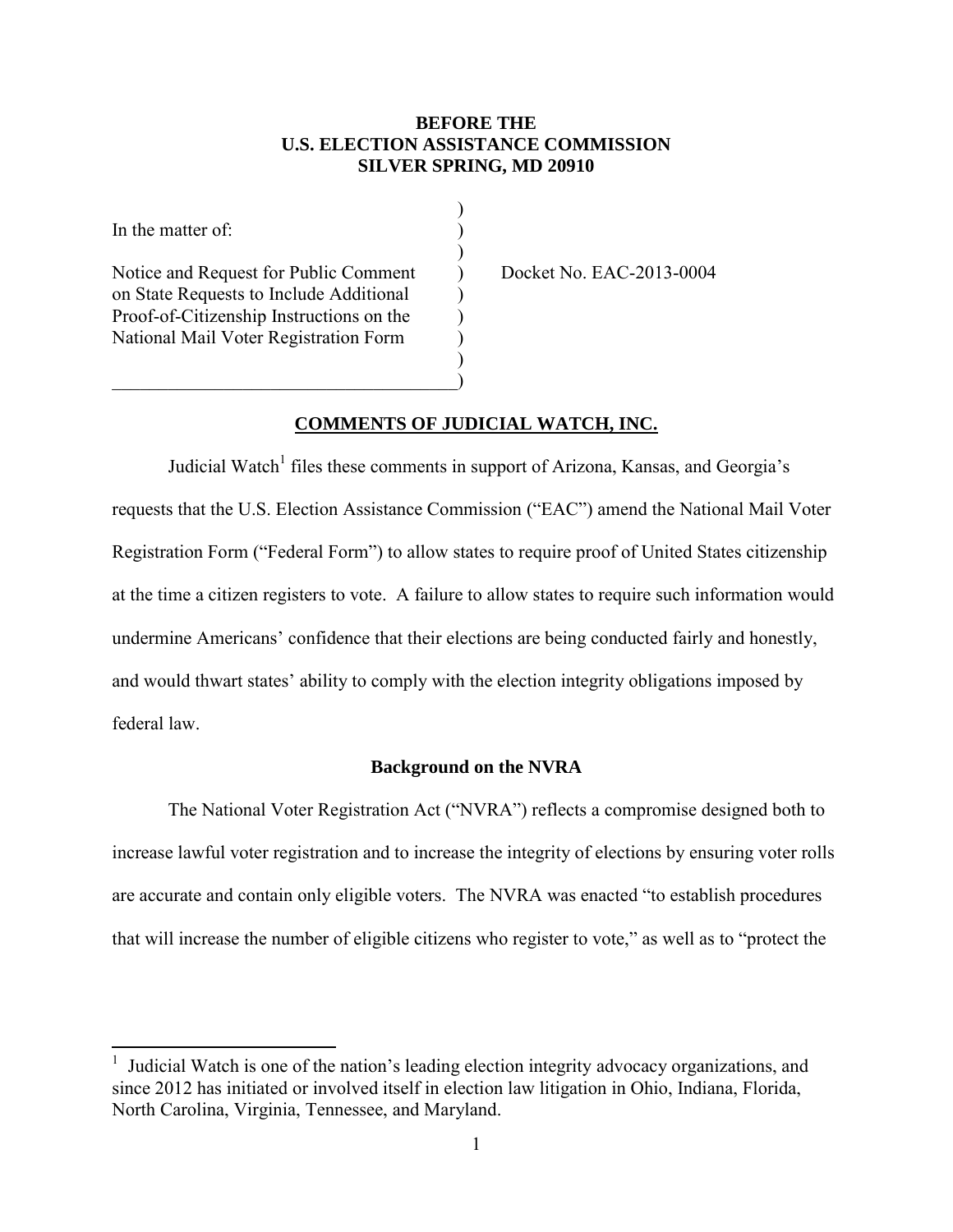**BEFORE THE**
**U.S. ELECTION ASSISTANCE COMMISSION**
**SILVER SPRING, MD 20910**

In the matter of:

Notice and Request for Public Comment on State Requests to Include Additional Proof-of-Citizenship Instructions on the National Mail Voter Registration Form

Docket No. EAC-2013-0004

## COMMENTS OF JUDICIAL WATCH, INC.

Judicial Watch[1] files these comments in support of Arizona, Kansas, and Georgia's requests that the U.S. Election Assistance Commission ("EAC") amend the National Mail Voter Registration Form ("Federal Form") to allow states to require proof of United States citizenship at the time a citizen registers to vote. A failure to allow states to require such information would undermine Americans' confidence that their elections are being conducted fairly and honestly, and would thwart states' ability to comply with the election integrity obligations imposed by federal law.

### Background on the NVRA

The National Voter Registration Act ("NVRA") reflects a compromise designed both to increase lawful voter registration and to increase the integrity of elections by ensuring voter rolls are accurate and contain only eligible voters. The NVRA was enacted "to establish procedures that will increase the number of eligible citizens who register to vote," as well as to "protect the

[1] Judicial Watch is one of the nation's leading election integrity advocacy organizations, and since 2012 has initiated or involved itself in election law litigation in Ohio, Indiana, Florida, North Carolina, Virginia, Tennessee, and Maryland.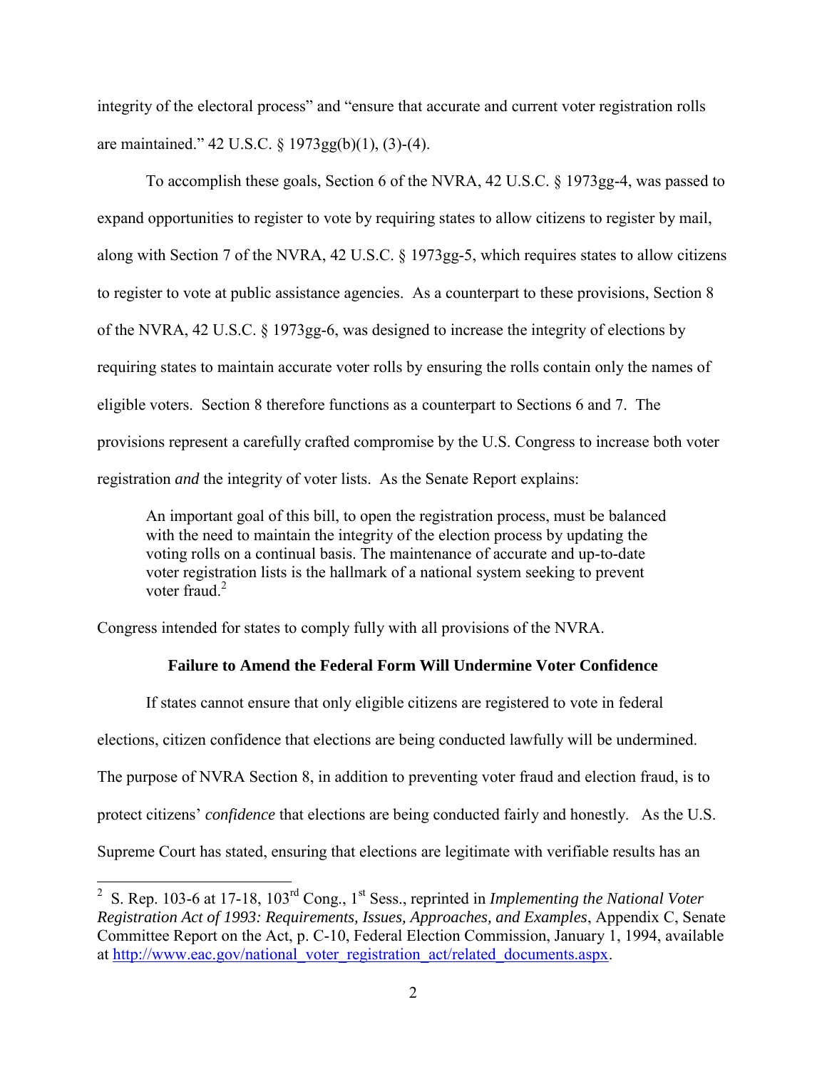integrity of the electoral process" and "ensure that accurate and current voter registration rolls are maintained." 42 U.S.C. § 1973gg(b)(1), (3)-(4).

To accomplish these goals, Section 6 of the NVRA, 42 U.S.C. § 1973gg-4, was passed to expand opportunities to register to vote by requiring states to allow citizens to register by mail, along with Section 7 of the NVRA, 42 U.S.C. § 1973gg-5, which requires states to allow citizens to register to vote at public assistance agencies. As a counterpart to these provisions, Section 8 of the NVRA, 42 U.S.C. § 1973gg-6, was designed to increase the integrity of elections by requiring states to maintain accurate voter rolls by ensuring the rolls contain only the names of eligible voters. Section 8 therefore functions as a counterpart to Sections 6 and 7. The provisions represent a carefully crafted compromise by the U.S. Congress to increase both voter registration *and* the integrity of voter lists. As the Senate Report explains:

> An important goal of this bill, to open the registration process, must be balanced with the need to maintain the integrity of the election process by updating the voting rolls on a continual basis. The maintenance of accurate and up-to-date voter registration lists is the hallmark of a national system seeking to prevent voter fraud.[2]

Congress intended for states to comply fully with all provisions of the NVRA.

**Failure to Amend the Federal Form Will Undermine Voter Confidence**

If states cannot ensure that only eligible citizens are registered to vote in federal elections, citizen confidence that elections are being conducted lawfully will be undermined. The purpose of NVRA Section 8, in addition to preventing voter fraud and election fraud, is to protect citizens' *confidence* that elections are being conducted fairly and honestly. As the U.S. Supreme Court has stated, ensuring that elections are legitimate with verifiable results has an

---

[2] S. Rep. 103-6 at 17-18, 103rd Cong., 1st Sess., reprinted in *Implementing the National Voter Registration Act of 1993: Requirements, Issues, Approaches, and Examples*, Appendix C, Senate Committee Report on the Act, p. C-10, Federal Election Commission, January 1, 1994, available at http://www.eac.gov/national_voter_registration_act/related_documents.aspx.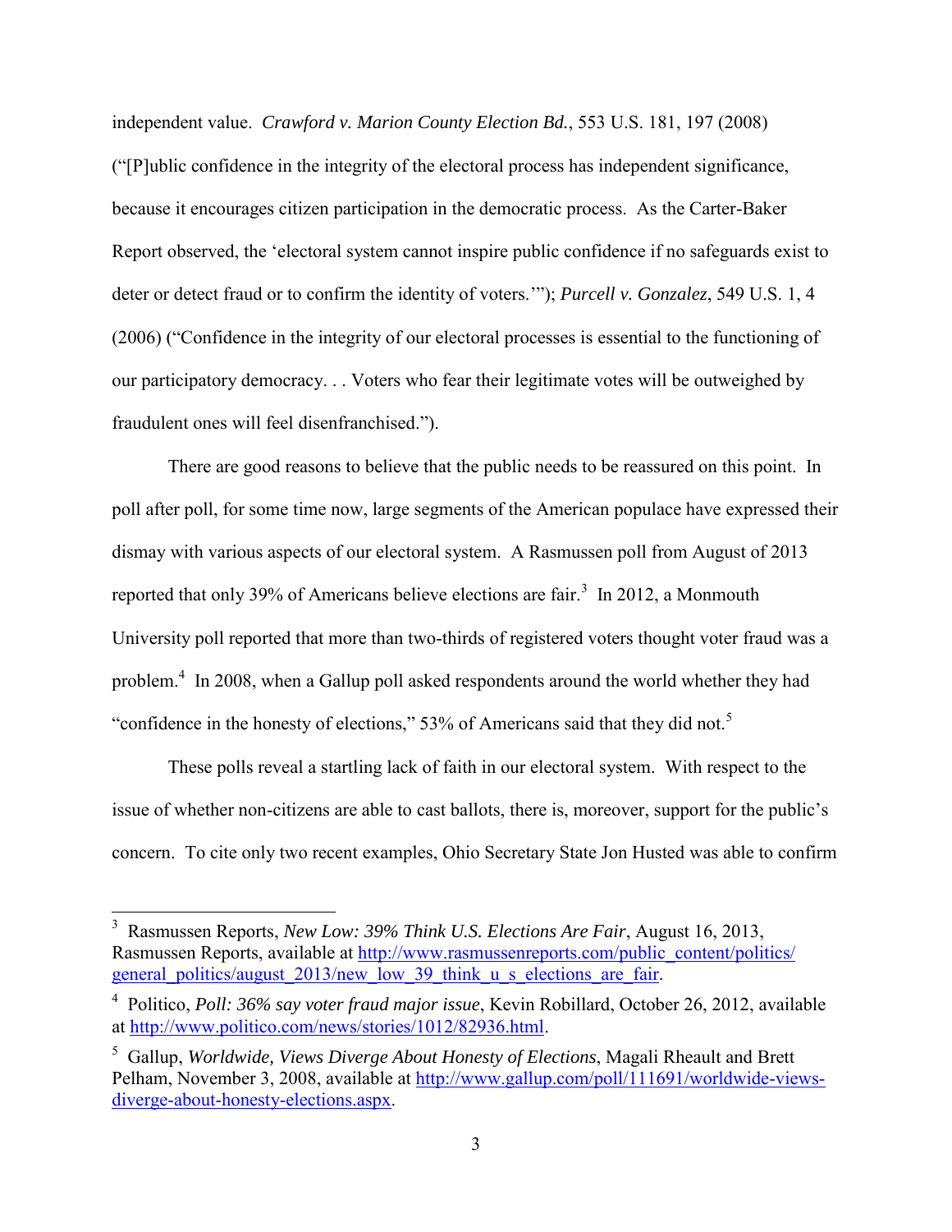independent value. *Crawford v. Marion County Election Bd.*, 553 U.S. 181, 197 (2008) ("[P]ublic confidence in the integrity of the electoral process has independent significance, because it encourages citizen participation in the democratic process. As the Carter-Baker Report observed, the 'electoral system cannot inspire public confidence if no safeguards exist to deter or detect fraud or to confirm the identity of voters.'"); *Purcell v. Gonzalez*, 549 U.S. 1, 4 (2006) ("Confidence in the integrity of our electoral processes is essential to the functioning of our participatory democracy. . . Voters who fear their legitimate votes will be outweighed by fraudulent ones will feel disenfranchised.").

There are good reasons to believe that the public needs to be reassured on this point. In poll after poll, for some time now, large segments of the American populace have expressed their dismay with various aspects of our electoral system. A Rasmussen poll from August of 2013 reported that only 39% of Americans believe elections are fair.[3] In 2012, a Monmouth University poll reported that more than two-thirds of registered voters thought voter fraud was a problem.[4] In 2008, when a Gallup poll asked respondents around the world whether they had "confidence in the honesty of elections," 53% of Americans said that they did not.[5]

These polls reveal a startling lack of faith in our electoral system. With respect to the issue of whether non-citizens are able to cast ballots, there is, moreover, support for the public's concern. To cite only two recent examples, Ohio Secretary State Jon Husted was able to confirm

---

[3] Rasmussen Reports, *New Low: 39% Think U.S. Elections Are Fair*, August 16, 2013, Rasmussen Reports, available at http://www.rasmussenreports.com/public_content/politics/general_politics/august_2013/new_low_39_think_u_s_elections_are_fair.

[4] Politico, *Poll: 36% say voter fraud major issue*, Kevin Robillard, October 26, 2012, available at http://www.politico.com/news/stories/1012/82936.html.

[5] Gallup, *Worldwide, Views Diverge About Honesty of Elections*, Magali Rheault and Brett Pelham, November 3, 2008, available at http://www.gallup.com/poll/111691/worldwide-views-diverge-about-honesty-elections.aspx.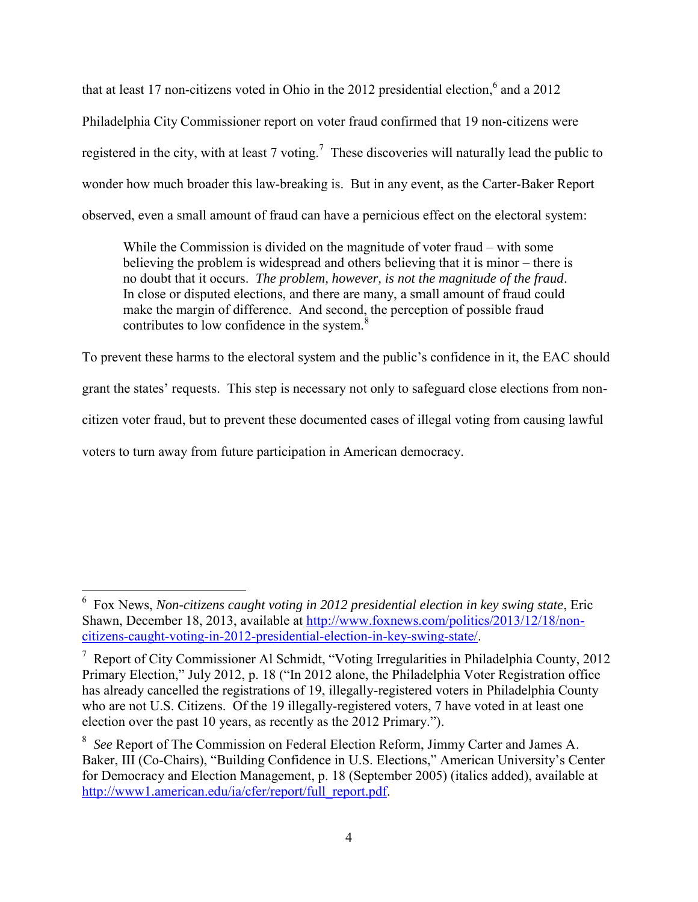that at least 17 non-citizens voted in Ohio in the 2012 presidential election,[6] and a 2012 Philadelphia City Commissioner report on voter fraud confirmed that 19 non-citizens were registered in the city, with at least 7 voting.[7] These discoveries will naturally lead the public to wonder how much broader this law-breaking is. But in any event, as the Carter-Baker Report observed, even a small amount of fraud can have a pernicious effect on the electoral system:

> While the Commission is divided on the magnitude of voter fraud – with some believing the problem is widespread and others believing that it is minor – there is no doubt that it occurs. *The problem, however, is not the magnitude of the fraud*. In close or disputed elections, and there are many, a small amount of fraud could make the margin of difference. And second, the perception of possible fraud contributes to low confidence in the system.[8]

To prevent these harms to the electoral system and the public's confidence in it, the EAC should grant the states' requests. This step is necessary not only to safeguard close elections from non-citizen voter fraud, but to prevent these documented cases of illegal voting from causing lawful voters to turn away from future participation in American democracy.

---

[6] Fox News, *Non-citizens caught voting in 2012 presidential election in key swing state*, Eric Shawn, December 18, 2013, available at http://www.foxnews.com/politics/2013/12/18/non-citizens-caught-voting-in-2012-presidential-election-in-key-swing-state/.

[7] Report of City Commissioner Al Schmidt, "Voting Irregularities in Philadelphia County, 2012 Primary Election," July 2012, p. 18 ("In 2012 alone, the Philadelphia Voter Registration office has already cancelled the registrations of 19, illegally-registered voters in Philadelphia County who are not U.S. Citizens. Of the 19 illegally-registered voters, 7 have voted in at least one election over the past 10 years, as recently as the 2012 Primary.").

[8] *See* Report of The Commission on Federal Election Reform, Jimmy Carter and James A. Baker, III (Co-Chairs), "Building Confidence in U.S. Elections," American University's Center for Democracy and Election Management, p. 18 (September 2005) (italics added), available at http://www1.american.edu/ia/cfer/report/full_report.pdf.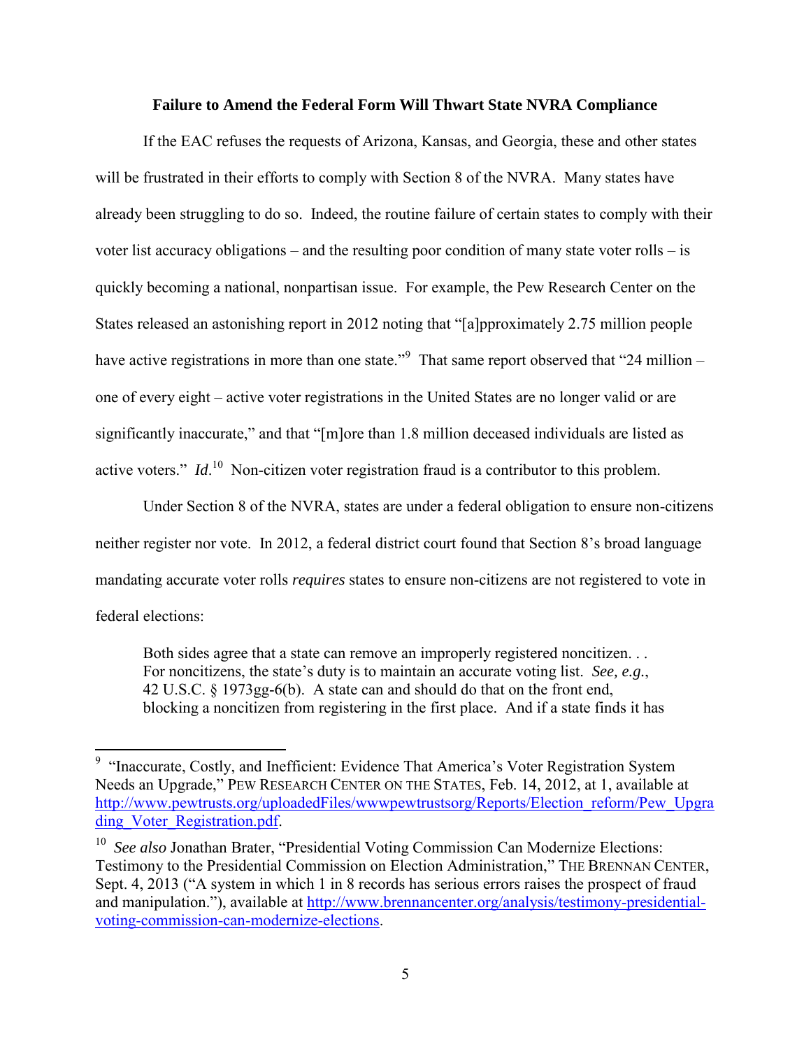**Failure to Amend the Federal Form Will Thwart State NVRA Compliance**

If the EAC refuses the requests of Arizona, Kansas, and Georgia, these and other states will be frustrated in their efforts to comply with Section 8 of the NVRA. Many states have already been struggling to do so. Indeed, the routine failure of certain states to comply with their voter list accuracy obligations – and the resulting poor condition of many state voter rolls – is quickly becoming a national, nonpartisan issue. For example, the Pew Research Center on the States released an astonishing report in 2012 noting that "[a]pproximately 2.75 million people have active registrations in more than one state."[9] That same report observed that "24 million – one of every eight – active voter registrations in the United States are no longer valid or are significantly inaccurate," and that "[m]ore than 1.8 million deceased individuals are listed as active voters." *Id*.[10] Non-citizen voter registration fraud is a contributor to this problem.

Under Section 8 of the NVRA, states are under a federal obligation to ensure non-citizens neither register nor vote. In 2012, a federal district court found that Section 8's broad language mandating accurate voter rolls *requires* states to ensure non-citizens are not registered to vote in federal elections:

> Both sides agree that a state can remove an improperly registered noncitizen. . . For noncitizens, the state's duty is to maintain an accurate voting list. *See, e.g.*, 42 U.S.C. § 1973gg-6(b). A state can and should do that on the front end, blocking a noncitizen from registering in the first place. And if a state finds it has

---

[9] "Inaccurate, Costly, and Inefficient: Evidence That America's Voter Registration System Needs an Upgrade," PEW RESEARCH CENTER ON THE STATES, Feb. 14, 2012, at 1, available at http://www.pewtrusts.org/uploadedFiles/wwwpewtrustsorg/Reports/Election_reform/Pew_Upgrading_Voter_Registration.pdf.

[10] *See also* Jonathan Brater, "Presidential Voting Commission Can Modernize Elections: Testimony to the Presidential Commission on Election Administration," THE BRENNAN CENTER, Sept. 4, 2013 ("A system in which 1 in 8 records has serious errors raises the prospect of fraud and manipulation."), available at http://www.brennancenter.org/analysis/testimony-presidential-voting-commission-can-modernize-elections.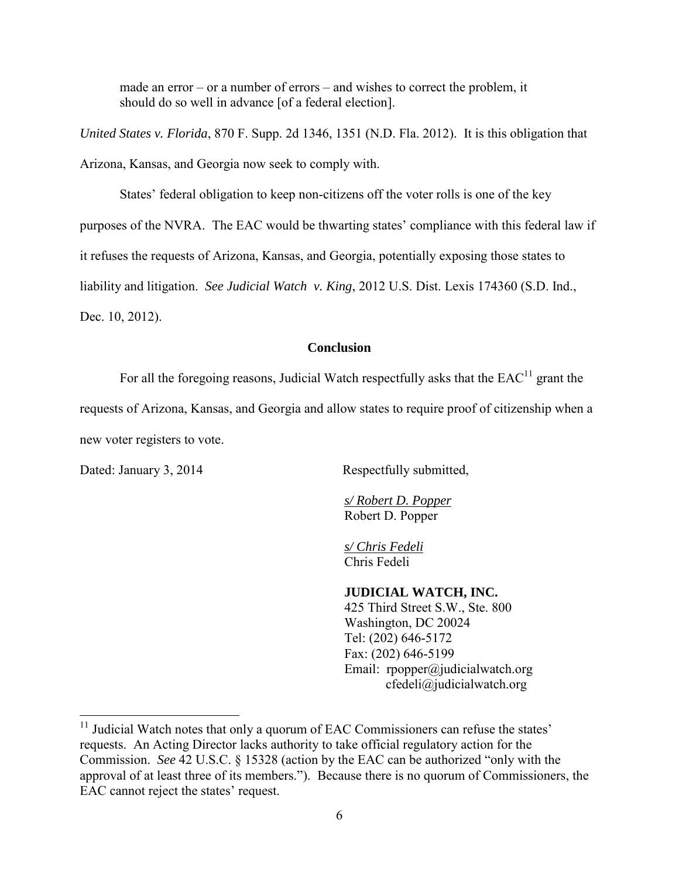> made an error – or a number of errors – and wishes to correct the problem, it should do so well in advance [of a federal election].

*United States v. Florida*, 870 F. Supp. 2d 1346, 1351 (N.D. Fla. 2012). It is this obligation that Arizona, Kansas, and Georgia now seek to comply with.

States' federal obligation to keep non-citizens off the voter rolls is one of the key purposes of the NVRA. The EAC would be thwarting states' compliance with this federal law if it refuses the requests of Arizona, Kansas, and Georgia, potentially exposing those states to liability and litigation. *See Judicial Watch v. King*, 2012 U.S. Dist. Lexis 174360 (S.D. Ind., Dec. 10, 2012).

## Conclusion

For all the foregoing reasons, Judicial Watch respectfully asks that the EAC[11] grant the requests of Arizona, Kansas, and Georgia and allow states to require proof of citizenship when a new voter registers to vote.

Dated: January 3, 2014

Respectfully submitted,

*s/ Robert D. Popper*
Robert D. Popper

*s/ Chris Fedeli*
Chris Fedeli

**JUDICIAL WATCH, INC.**
425 Third Street S.W., Ste. 800
Washington, DC 20024
Tel: (202) 646-5172
Fax: (202) 646-5199
Email: rpopper@judicialwatch.org
cfedeli@judicialwatch.org

---

[11] Judicial Watch notes that only a quorum of EAC Commissioners can refuse the states' requests. An Acting Director lacks authority to take official regulatory action for the Commission. *See* 42 U.S.C. § 15328 (action by the EAC can be authorized "only with the approval of at least three of its members."). Because there is no quorum of Commissioners, the EAC cannot reject the states' request.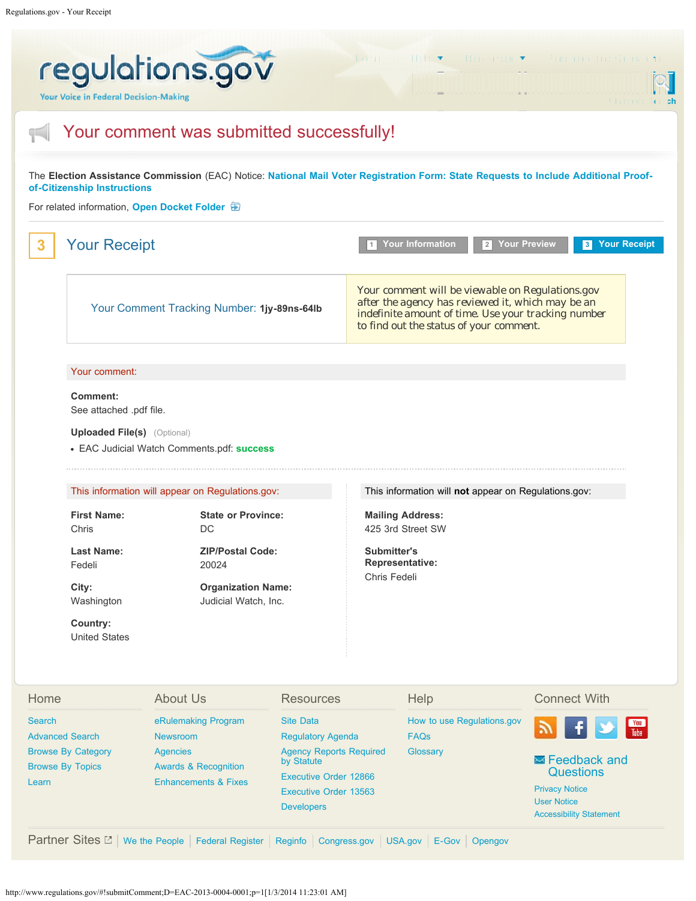regulations.gov

Your Voice in Federal Decision-Making

# Your comment was submitted successfully!

The **Election Assistance Commission** (EAC) Notice: **National Mail Voter Registration Form: State Requests to Include Additional Proof-of-Citizenship Instructions**

For related information, **Open Docket Folder**

## 3 Your Receipt

1 Your Information | 2 Your Preview | 3 Your Receipt

Your Comment Tracking Number: **1jy-89ns-64lb**

Your comment will be viewable on Regulations.gov after the agency has reviewed it, which may be an indefinite amount of time. Use your tracking number to find out the status of your comment.

Your comment:

**Comment:**
See attached .pdf file.

**Uploaded File(s)** (Optional)

- EAC Judicial Watch Comments.pdf: **success**

This information will appear on Regulations.gov:

**First Name:**
Chris

**Last Name:**
Fedeli

**City:**
Washington

**Country:**
United States

**State or Province:**
DC

**ZIP/Postal Code:**
20024

**Organization Name:**
Judicial Watch, Inc.

This information will **not** appear on Regulations.gov:

**Mailing Address:**
425 3rd Street SW

**Submitter's Representative:**
Chris Fedeli

**Home**
- Search
- Advanced Search
- Browse By Category
- Browse By Topics
- Learn

**About Us**
- eRulemaking Program
- Newsroom
- Agencies
- Awards & Recognition
- Enhancements & Fixes

**Resources**
- Site Data
- Regulatory Agenda
- Agency Reports Required by Statute
- Executive Order 12866
- Executive Order 13563
- Developers

**Help**
- How to use Regulations.gov
- FAQs
- Glossary

**Connect With**
- Feedback and Questions
- Privacy Notice
- User Notice
- Accessibility Statement

Partner Sites | We the People | Federal Register | Reginfo | Congress.gov | USA.gov | E-Gov | Opengov